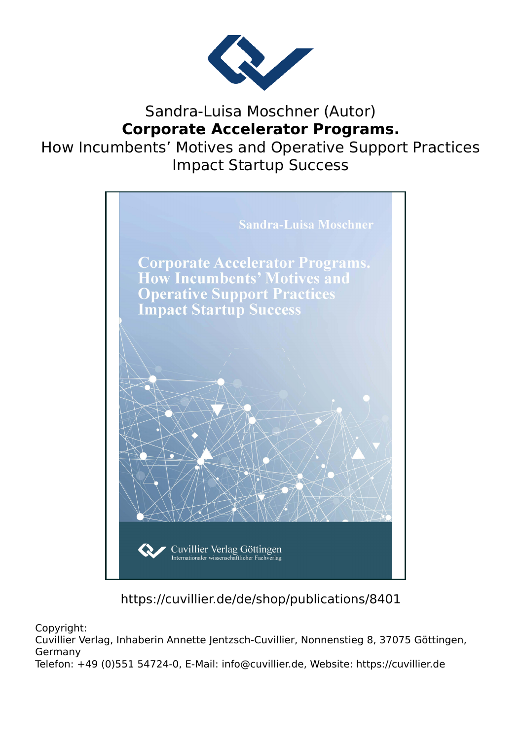Sandra-Luisa Moschner (Autor)

**Corporate Accelerator Programs.**

How Incumbents' Motives and Operative Support Practices Impact Startup Success

Sandra-Luisa Moschner

Corporate Accelerator Programs. How Incumbents' Motives and Operative Support Practices Impact Startup Success

Cuvillier Verlag Göttingen
Internationaler wissenschaftlicher Fachverlag

https://cuvillier.de/de/shop/publications/8401

Copyright:
Cuvillier Verlag, Inhaberin Annette Jentzsch-Cuvillier, Nonnenstieg 8, 37075 Göttingen, Germany
Telefon: +49 (0)551 54724-0, E-Mail: info@cuvillier.de, Website: https://cuvillier.de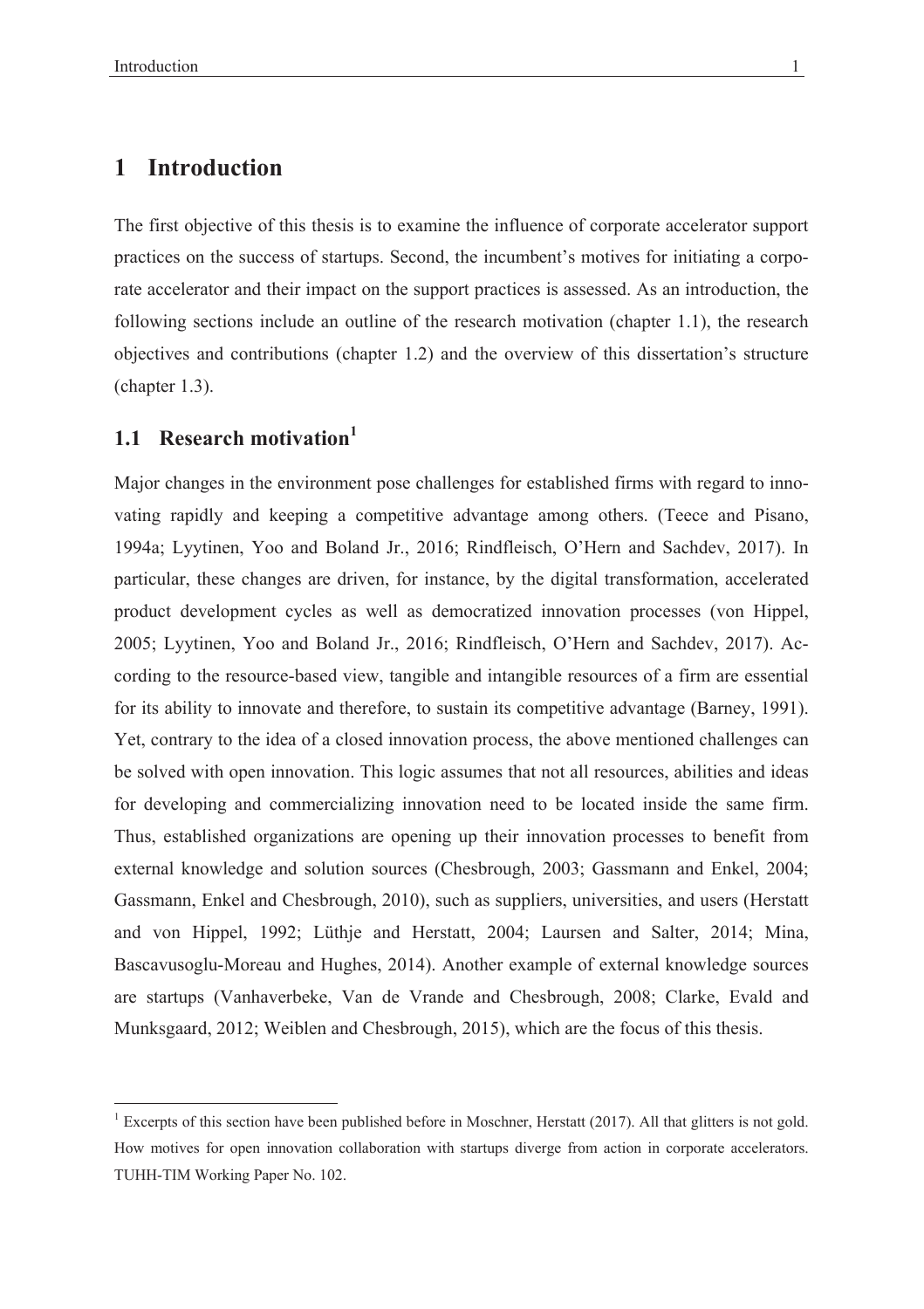# 1 Introduction

The first objective of this thesis is to examine the influence of corporate accelerator support practices on the success of startups. Second, the incumbent's motives for initiating a corporate accelerator and their impact on the support practices is assessed. As an introduction, the following sections include an outline of the research motivation (chapter 1.1), the research objectives and contributions (chapter 1.2) and the overview of this dissertation's structure (chapter 1.3).

## 1.1 Research motivation[1]

Major changes in the environment pose challenges for established firms with regard to innovating rapidly and keeping a competitive advantage among others. (Teece and Pisano, 1994a; Lyytinen, Yoo and Boland Jr., 2016; Rindfleisch, O'Hern and Sachdev, 2017). In particular, these changes are driven, for instance, by the digital transformation, accelerated product development cycles as well as democratized innovation processes (von Hippel, 2005; Lyytinen, Yoo and Boland Jr., 2016; Rindfleisch, O'Hern and Sachdev, 2017). According to the resource-based view, tangible and intangible resources of a firm are essential for its ability to innovate and therefore, to sustain its competitive advantage (Barney, 1991). Yet, contrary to the idea of a closed innovation process, the above mentioned challenges can be solved with open innovation. This logic assumes that not all resources, abilities and ideas for developing and commercializing innovation need to be located inside the same firm. Thus, established organizations are opening up their innovation processes to benefit from external knowledge and solution sources (Chesbrough, 2003; Gassmann and Enkel, 2004; Gassmann, Enkel and Chesbrough, 2010), such as suppliers, universities, and users (Herstatt and von Hippel, 1992; Lüthje and Herstatt, 2004; Laursen and Salter, 2014; Mina, Bascavusoglu-Moreau and Hughes, 2014). Another example of external knowledge sources are startups (Vanhaverbeke, Van de Vrande and Chesbrough, 2008; Clarke, Evald and Munksgaard, 2012; Weiblen and Chesbrough, 2015), which are the focus of this thesis.

[1] Excerpts of this section have been published before in Moschner, Herstatt (2017). All that glitters is not gold. How motives for open innovation collaboration with startups diverge from action in corporate accelerators. TUHH-TIM Working Paper No. 102.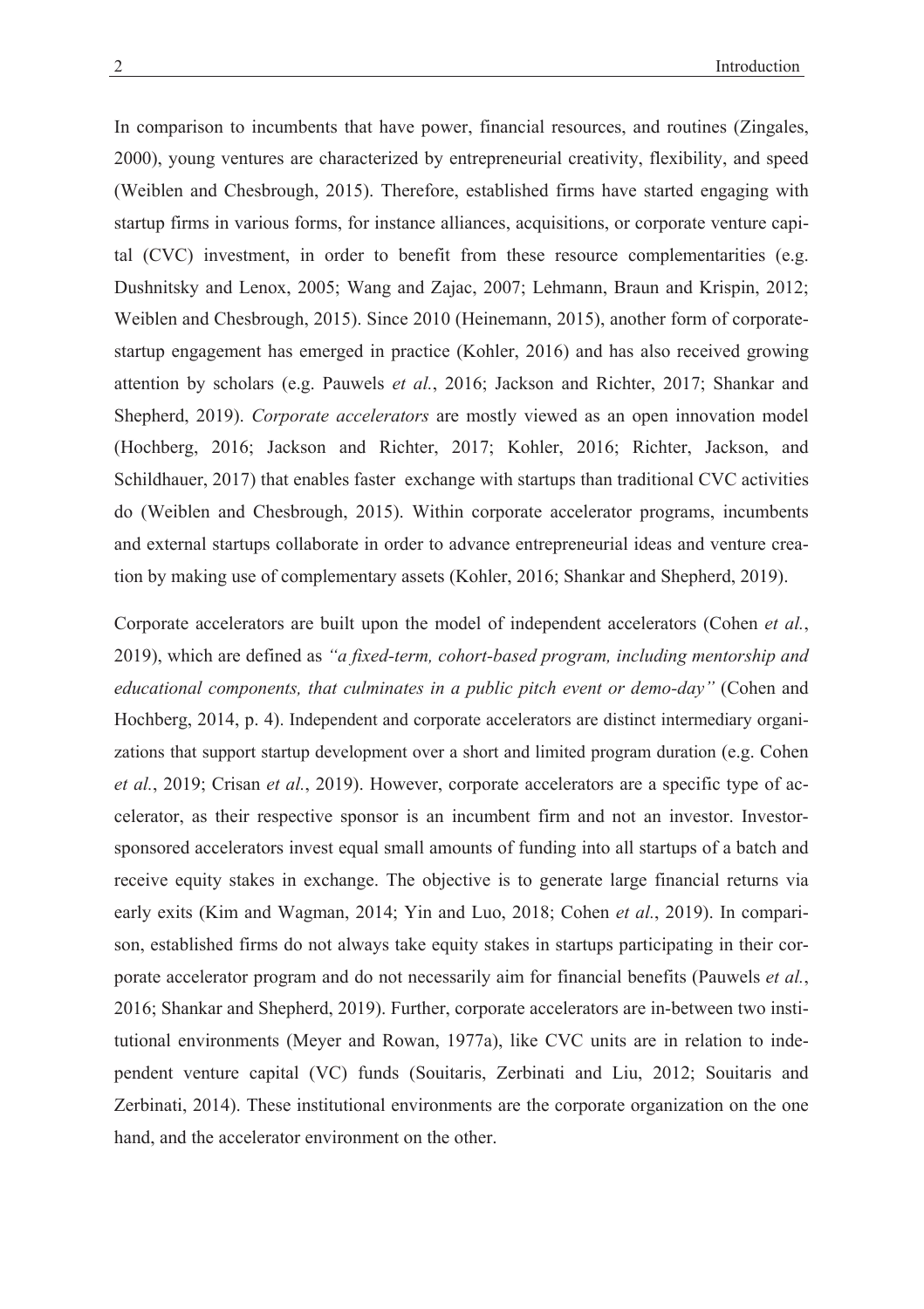In comparison to incumbents that have power, financial resources, and routines (Zingales, 2000), young ventures are characterized by entrepreneurial creativity, flexibility, and speed (Weiblen and Chesbrough, 2015). Therefore, established firms have started engaging with startup firms in various forms, for instance alliances, acquisitions, or corporate venture capital (CVC) investment, in order to benefit from these resource complementarities (e.g. Dushnitsky and Lenox, 2005; Wang and Zajac, 2007; Lehmann, Braun and Krispin, 2012; Weiblen and Chesbrough, 2015). Since 2010 (Heinemann, 2015), another form of corporate-startup engagement has emerged in practice (Kohler, 2016) and has also received growing attention by scholars (e.g. Pauwels *et al.*, 2016; Jackson and Richter, 2017; Shankar and Shepherd, 2019). *Corporate accelerators* are mostly viewed as an open innovation model (Hochberg, 2016; Jackson and Richter, 2017; Kohler, 2016; Richter, Jackson, and Schildhauer, 2017) that enables faster exchange with startups than traditional CVC activities do (Weiblen and Chesbrough, 2015). Within corporate accelerator programs, incumbents and external startups collaborate in order to advance entrepreneurial ideas and venture creation by making use of complementary assets (Kohler, 2016; Shankar and Shepherd, 2019).

Corporate accelerators are built upon the model of independent accelerators (Cohen *et al.*, 2019), which are defined as *"a fixed-term, cohort-based program, including mentorship and educational components, that culminates in a public pitch event or demo-day"* (Cohen and Hochberg, 2014, p. 4). Independent and corporate accelerators are distinct intermediary organizations that support startup development over a short and limited program duration (e.g. Cohen *et al.*, 2019; Crisan *et al.*, 2019). However, corporate accelerators are a specific type of accelerator, as their respective sponsor is an incumbent firm and not an investor. Investor-sponsored accelerators invest equal small amounts of funding into all startups of a batch and receive equity stakes in exchange. The objective is to generate large financial returns via early exits (Kim and Wagman, 2014; Yin and Luo, 2018; Cohen *et al.*, 2019). In comparison, established firms do not always take equity stakes in startups participating in their corporate accelerator program and do not necessarily aim for financial benefits (Pauwels *et al.*, 2016; Shankar and Shepherd, 2019). Further, corporate accelerators are in-between two institutional environments (Meyer and Rowan, 1977a), like CVC units are in relation to independent venture capital (VC) funds (Souitaris, Zerbinati and Liu, 2012; Souitaris and Zerbinati, 2014). These institutional environments are the corporate organization on the one hand, and the accelerator environment on the other.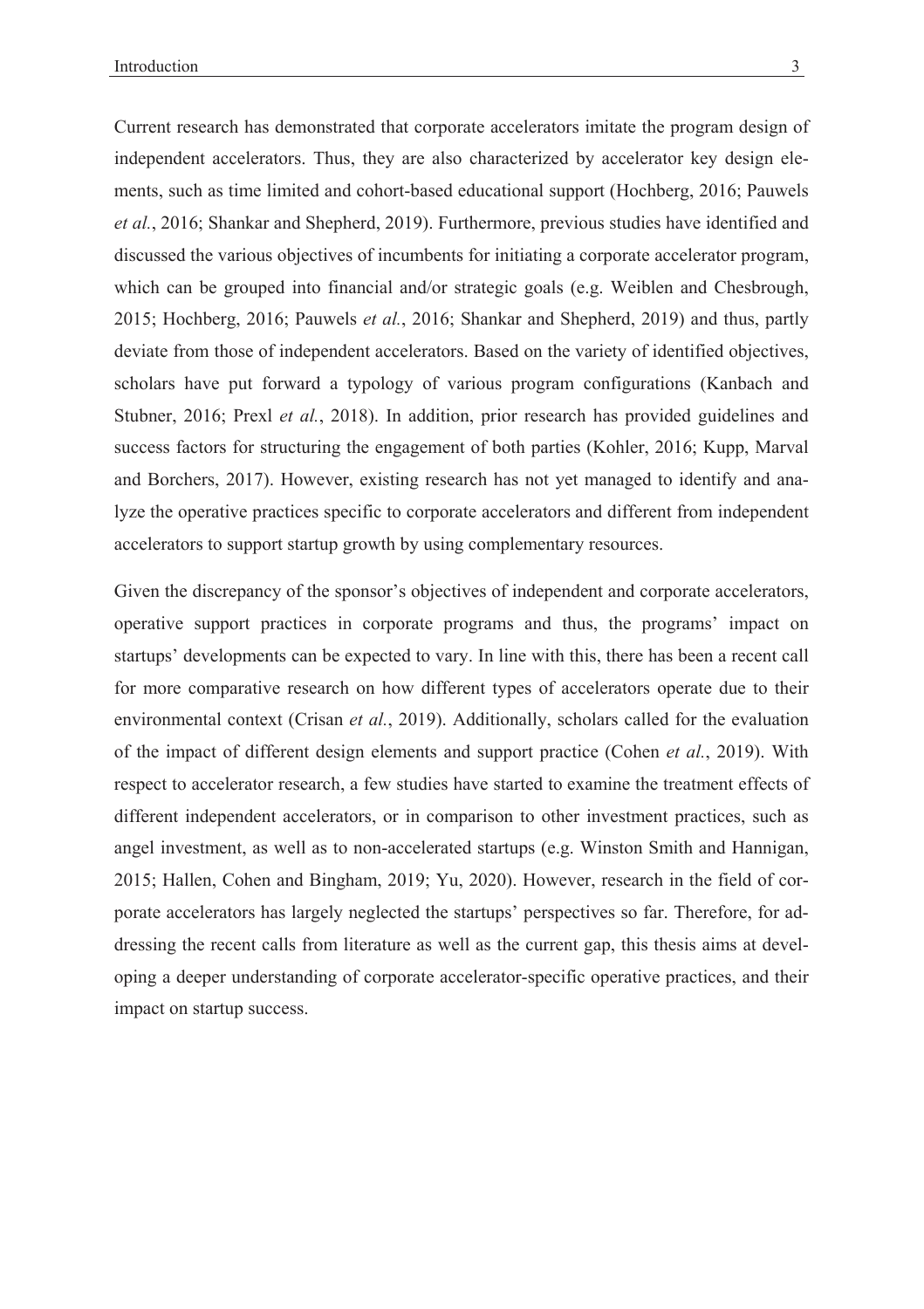Current research has demonstrated that corporate accelerators imitate the program design of independent accelerators. Thus, they are also characterized by accelerator key design elements, such as time limited and cohort-based educational support (Hochberg, 2016; Pauwels *et al.*, 2016; Shankar and Shepherd, 2019). Furthermore, previous studies have identified and discussed the various objectives of incumbents for initiating a corporate accelerator program, which can be grouped into financial and/or strategic goals (e.g. Weiblen and Chesbrough, 2015; Hochberg, 2016; Pauwels *et al.*, 2016; Shankar and Shepherd, 2019) and thus, partly deviate from those of independent accelerators. Based on the variety of identified objectives, scholars have put forward a typology of various program configurations (Kanbach and Stubner, 2016; Prexl *et al.*, 2018). In addition, prior research has provided guidelines and success factors for structuring the engagement of both parties (Kohler, 2016; Kupp, Marval and Borchers, 2017). However, existing research has not yet managed to identify and analyze the operative practices specific to corporate accelerators and different from independent accelerators to support startup growth by using complementary resources.

Given the discrepancy of the sponsor's objectives of independent and corporate accelerators, operative support practices in corporate programs and thus, the programs' impact on startups' developments can be expected to vary. In line with this, there has been a recent call for more comparative research on how different types of accelerators operate due to their environmental context (Crisan *et al.*, 2019). Additionally, scholars called for the evaluation of the impact of different design elements and support practice (Cohen *et al.*, 2019). With respect to accelerator research, a few studies have started to examine the treatment effects of different independent accelerators, or in comparison to other investment practices, such as angel investment, as well as to non-accelerated startups (e.g. Winston Smith and Hannigan, 2015; Hallen, Cohen and Bingham, 2019; Yu, 2020). However, research in the field of corporate accelerators has largely neglected the startups' perspectives so far. Therefore, for addressing the recent calls from literature as well as the current gap, this thesis aims at developing a deeper understanding of corporate accelerator-specific operative practices, and their impact on startup success.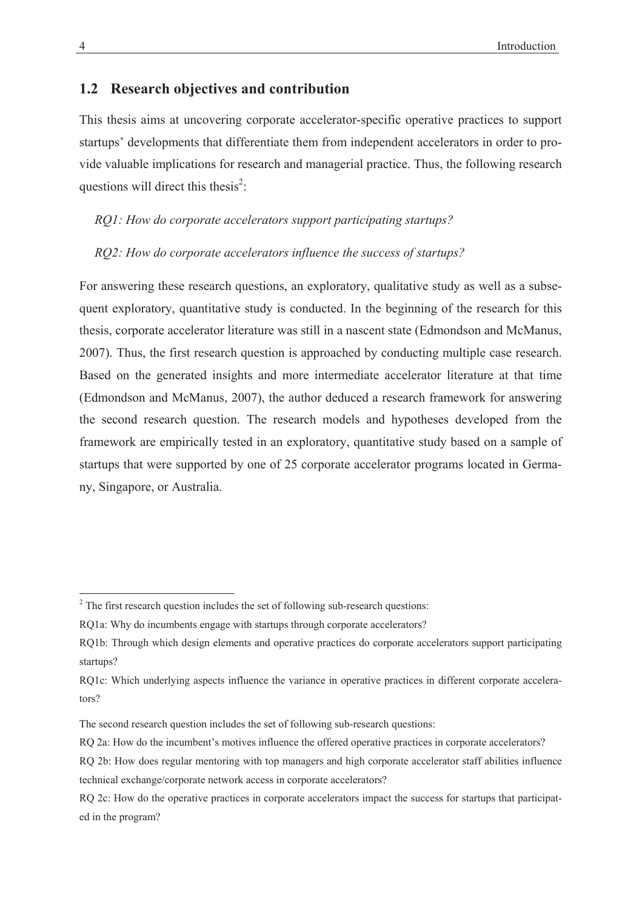## 1.2 Research objectives and contribution

This thesis aims at uncovering corporate accelerator-specific operative practices to support startups' developments that differentiate them from independent accelerators in order to provide valuable implications for research and managerial practice. Thus, the following research questions will direct this thesis[2]:

*RQ1: How do corporate accelerators support participating startups?*

*RQ2: How do corporate accelerators influence the success of startups?*

For answering these research questions, an exploratory, qualitative study as well as a subsequent exploratory, quantitative study is conducted. In the beginning of the research for this thesis, corporate accelerator literature was still in a nascent state (Edmondson and McManus, 2007). Thus, the first research question is approached by conducting multiple case research. Based on the generated insights and more intermediate accelerator literature at that time (Edmondson and McManus, 2007), the author deduced a research framework for answering the second research question. The research models and hypotheses developed from the framework are empirically tested in an exploratory, quantitative study based on a sample of startups that were supported by one of 25 corporate accelerator programs located in Germany, Singapore, or Australia.

---

[2] The first research question includes the set of following sub-research questions:

RQ1a: Why do incumbents engage with startups through corporate accelerators?

RQ1b: Through which design elements and operative practices do corporate accelerators support participating startups?

RQ1c: Which underlying aspects influence the variance in operative practices in different corporate accelerators?

The second research question includes the set of following sub-research questions:

RQ 2a: How do the incumbent's motives influence the offered operative practices in corporate accelerators?

RQ 2b: How does regular mentoring with top managers and high corporate accelerator staff abilities influence technical exchange/corporate network access in corporate accelerators?

RQ 2c: How do the operative practices in corporate accelerators impact the success for startups that participated in the program?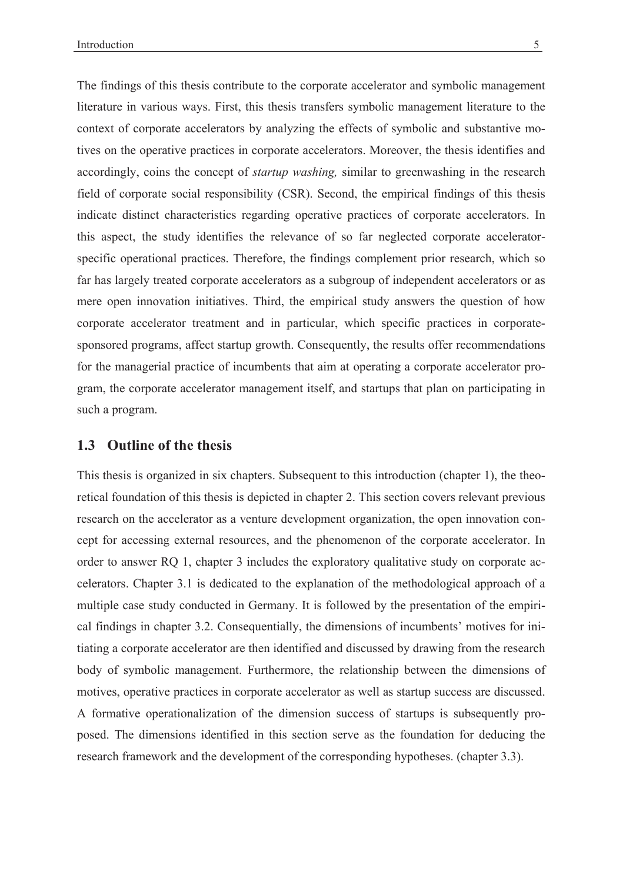The findings of this thesis contribute to the corporate accelerator and symbolic management literature in various ways. First, this thesis transfers symbolic management literature to the context of corporate accelerators by analyzing the effects of symbolic and substantive motives on the operative practices in corporate accelerators. Moreover, the thesis identifies and accordingly, coins the concept of *startup washing,* similar to greenwashing in the research field of corporate social responsibility (CSR). Second, the empirical findings of this thesis indicate distinct characteristics regarding operative practices of corporate accelerators. In this aspect, the study identifies the relevance of so far neglected corporate accelerator-specific operational practices. Therefore, the findings complement prior research, which so far has largely treated corporate accelerators as a subgroup of independent accelerators or as mere open innovation initiatives. Third, the empirical study answers the question of how corporate accelerator treatment and in particular, which specific practices in corporate-sponsored programs, affect startup growth. Consequently, the results offer recommendations for the managerial practice of incumbents that aim at operating a corporate accelerator program, the corporate accelerator management itself, and startups that plan on participating in such a program.

## 1.3 Outline of the thesis

This thesis is organized in six chapters. Subsequent to this introduction (chapter 1), the theoretical foundation of this thesis is depicted in chapter 2. This section covers relevant previous research on the accelerator as a venture development organization, the open innovation concept for accessing external resources, and the phenomenon of the corporate accelerator. In order to answer RQ 1, chapter 3 includes the exploratory qualitative study on corporate accelerators. Chapter 3.1 is dedicated to the explanation of the methodological approach of a multiple case study conducted in Germany. It is followed by the presentation of the empirical findings in chapter 3.2. Consequentially, the dimensions of incumbents' motives for initiating a corporate accelerator are then identified and discussed by drawing from the research body of symbolic management. Furthermore, the relationship between the dimensions of motives, operative practices in corporate accelerator as well as startup success are discussed. A formative operationalization of the dimension success of startups is subsequently proposed. The dimensions identified in this section serve as the foundation for deducing the research framework and the development of the corresponding hypotheses. (chapter 3.3).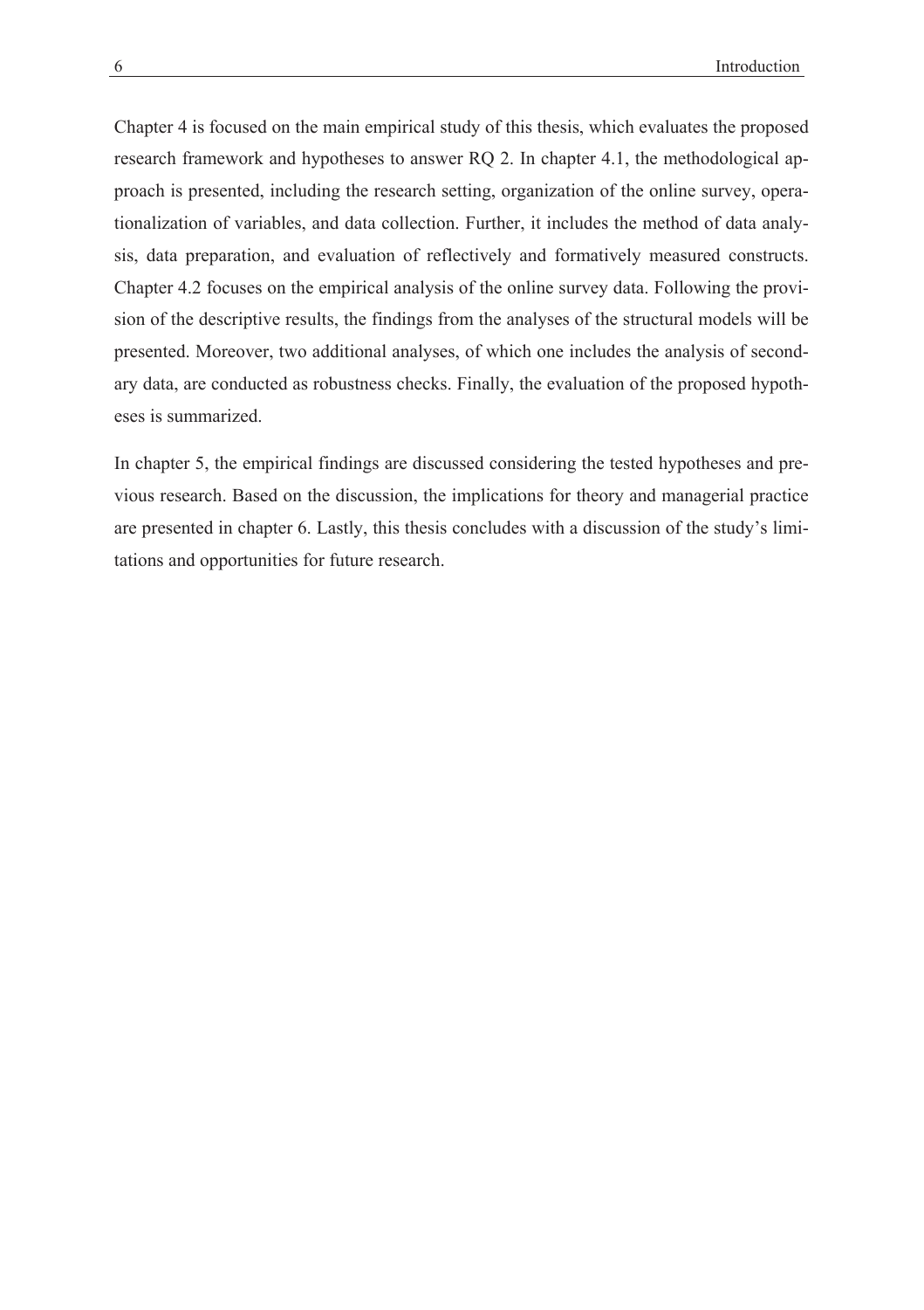Chapter 4 is focused on the main empirical study of this thesis, which evaluates the proposed research framework and hypotheses to answer RQ 2. In chapter 4.1, the methodological approach is presented, including the research setting, organization of the online survey, operationalization of variables, and data collection. Further, it includes the method of data analysis, data preparation, and evaluation of reflectively and formatively measured constructs. Chapter 4.2 focuses on the empirical analysis of the online survey data. Following the provision of the descriptive results, the findings from the analyses of the structural models will be presented. Moreover, two additional analyses, of which one includes the analysis of secondary data, are conducted as robustness checks. Finally, the evaluation of the proposed hypotheses is summarized.

In chapter 5, the empirical findings are discussed considering the tested hypotheses and previous research. Based on the discussion, the implications for theory and managerial practice are presented in chapter 6. Lastly, this thesis concludes with a discussion of the study's limitations and opportunities for future research.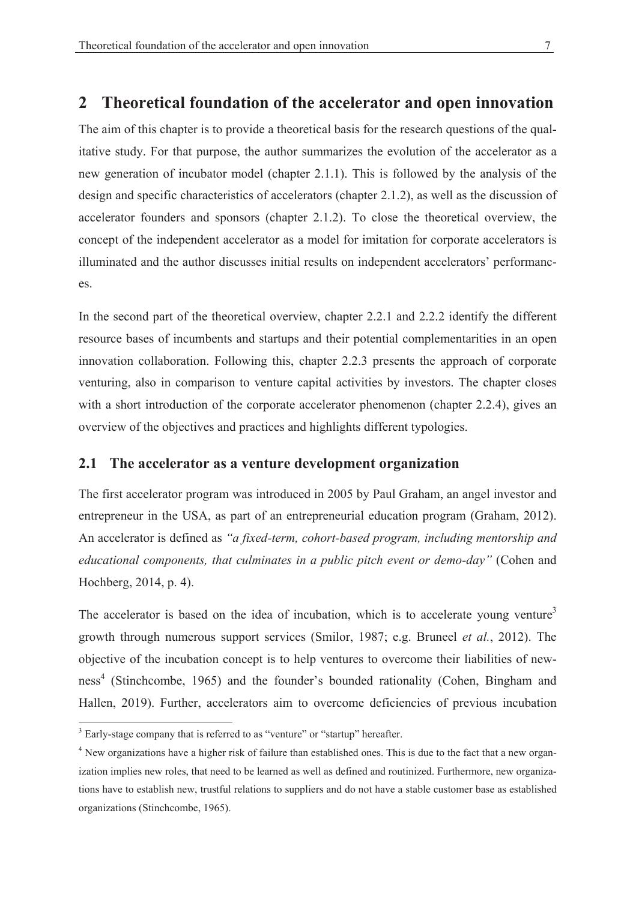# 2 Theoretical foundation of the accelerator and open innovation

The aim of this chapter is to provide a theoretical basis for the research questions of the qualitative study. For that purpose, the author summarizes the evolution of the accelerator as a new generation of incubator model (chapter 2.1.1). This is followed by the analysis of the design and specific characteristics of accelerators (chapter 2.1.2), as well as the discussion of accelerator founders and sponsors (chapter 2.1.2). To close the theoretical overview, the concept of the independent accelerator as a model for imitation for corporate accelerators is illuminated and the author discusses initial results on independent accelerators' performances.

In the second part of the theoretical overview, chapter 2.2.1 and 2.2.2 identify the different resource bases of incumbents and startups and their potential complementarities in an open innovation collaboration. Following this, chapter 2.2.3 presents the approach of corporate venturing, also in comparison to venture capital activities by investors. The chapter closes with a short introduction of the corporate accelerator phenomenon (chapter 2.2.4), gives an overview of the objectives and practices and highlights different typologies.

## 2.1 The accelerator as a venture development organization

The first accelerator program was introduced in 2005 by Paul Graham, an angel investor and entrepreneur in the USA, as part of an entrepreneurial education program (Graham, 2012). An accelerator is defined as *"a fixed-term, cohort-based program, including mentorship and educational components, that culminates in a public pitch event or demo-day"* (Cohen and Hochberg, 2014, p. 4).

The accelerator is based on the idea of incubation, which is to accelerate young venture[3] growth through numerous support services (Smilor, 1987; e.g. Bruneel *et al.*, 2012). The objective of the incubation concept is to help ventures to overcome their liabilities of newness[4] (Stinchcombe, 1965) and the founder's bounded rationality (Cohen, Bingham and Hallen, 2019). Further, accelerators aim to overcome deficiencies of previous incubation

[3] Early-stage company that is referred to as "venture" or "startup" hereafter.

[4] New organizations have a higher risk of failure than established ones. This is due to the fact that a new organization implies new roles, that need to be learned as well as defined and routinized. Furthermore, new organizations have to establish new, trustful relations to suppliers and do not have a stable customer base as established organizations (Stinchcombe, 1965).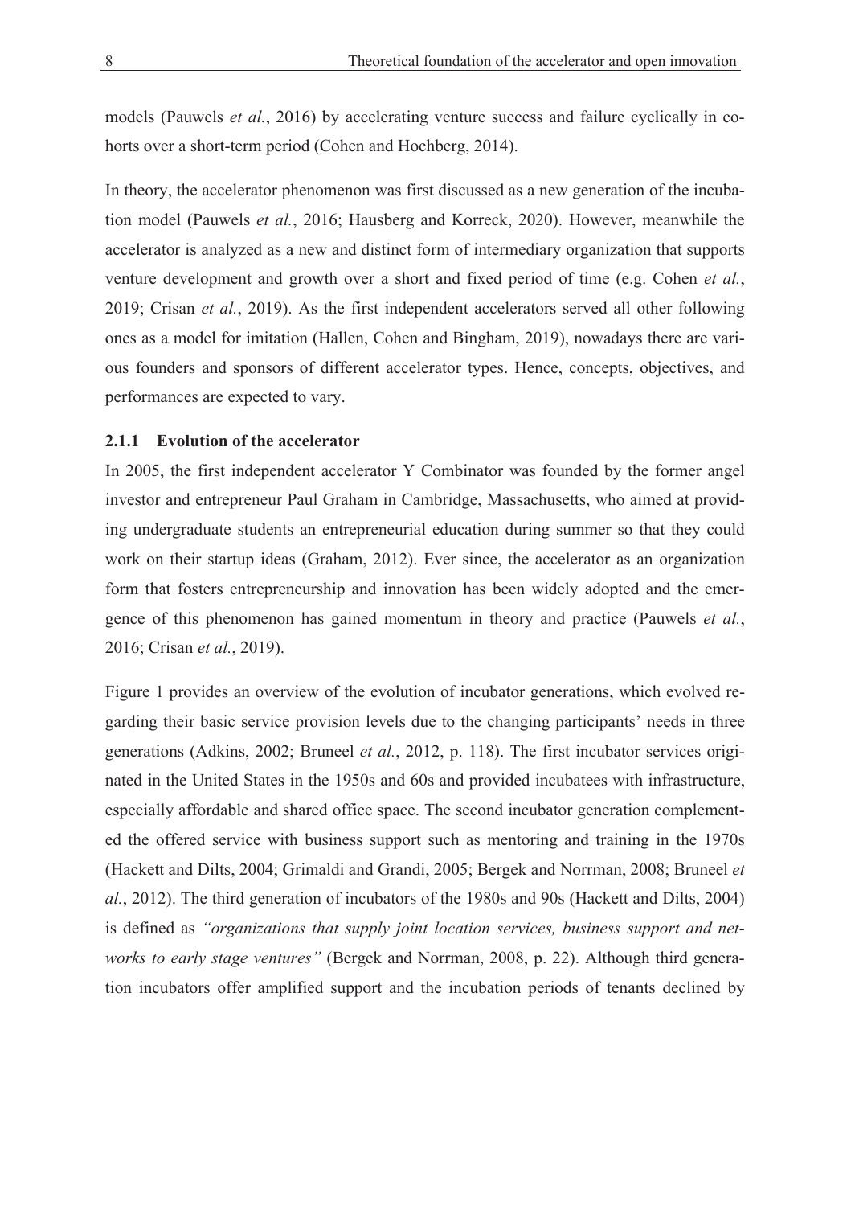models (Pauwels *et al.*, 2016) by accelerating venture success and failure cyclically in cohorts over a short-term period (Cohen and Hochberg, 2014).

In theory, the accelerator phenomenon was first discussed as a new generation of the incubation model (Pauwels *et al.*, 2016; Hausberg and Korreck, 2020). However, meanwhile the accelerator is analyzed as a new and distinct form of intermediary organization that supports venture development and growth over a short and fixed period of time (e.g. Cohen *et al.*, 2019; Crisan *et al.*, 2019). As the first independent accelerators served all other following ones as a model for imitation (Hallen, Cohen and Bingham, 2019), nowadays there are various founders and sponsors of different accelerator types. Hence, concepts, objectives, and performances are expected to vary.

### 2.1.1 Evolution of the accelerator

In 2005, the first independent accelerator Y Combinator was founded by the former angel investor and entrepreneur Paul Graham in Cambridge, Massachusetts, who aimed at providing undergraduate students an entrepreneurial education during summer so that they could work on their startup ideas (Graham, 2012). Ever since, the accelerator as an organization form that fosters entrepreneurship and innovation has been widely adopted and the emergence of this phenomenon has gained momentum in theory and practice (Pauwels *et al.*, 2016; Crisan *et al.*, 2019).

Figure 1 provides an overview of the evolution of incubator generations, which evolved regarding their basic service provision levels due to the changing participants' needs in three generations (Adkins, 2002; Bruneel *et al.*, 2012, p. 118). The first incubator services originated in the United States in the 1950s and 60s and provided incubatees with infrastructure, especially affordable and shared office space. The second incubator generation complemented the offered service with business support such as mentoring and training in the 1970s (Hackett and Dilts, 2004; Grimaldi and Grandi, 2005; Bergek and Norrman, 2008; Bruneel *et al.*, 2012). The third generation of incubators of the 1980s and 90s (Hackett and Dilts, 2004) is defined as *"organizations that supply joint location services, business support and networks to early stage ventures"* (Bergek and Norrman, 2008, p. 22). Although third generation incubators offer amplified support and the incubation periods of tenants declined by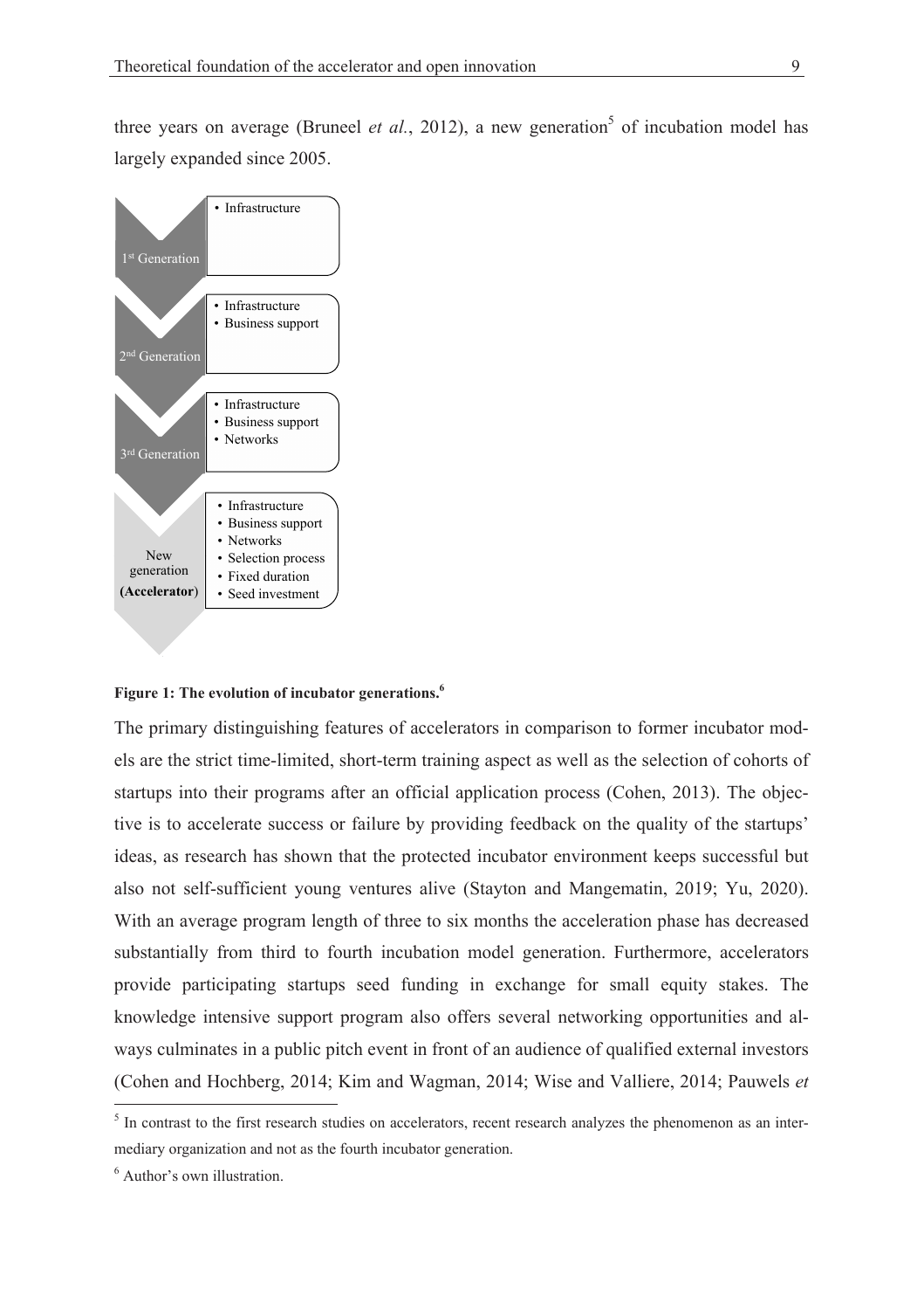three years on average (Bruneel *et al.*, 2012), a new generation[5] of incubation model has largely expanded since 2005.

- 1st Generation
  - Infrastructure
- 2nd Generation
  - Infrastructure
  - Business support
- 3rd Generation
  - Infrastructure
  - Business support
  - Networks
- New generation (**Accelerator**)
  - Infrastructure
  - Business support
  - Networks
  - Selection process
  - Fixed duration
  - Seed investment

**Figure 1: The evolution of incubator generations.[6]**

The primary distinguishing features of accelerators in comparison to former incubator models are the strict time-limited, short-term training aspect as well as the selection of cohorts of startups into their programs after an official application process (Cohen, 2013). The objective is to accelerate success or failure by providing feedback on the quality of the startups' ideas, as research has shown that the protected incubator environment keeps successful but also not self-sufficient young ventures alive (Stayton and Mangematin, 2019; Yu, 2020). With an average program length of three to six months the acceleration phase has decreased substantially from third to fourth incubation model generation. Furthermore, accelerators provide participating startups seed funding in exchange for small equity stakes. The knowledge intensive support program also offers several networking opportunities and always culminates in a public pitch event in front of an audience of qualified external investors (Cohen and Hochberg, 2014; Kim and Wagman, 2014; Wise and Valliere, 2014; Pauwels *et*

---

[5] In contrast to the first research studies on accelerators, recent research analyzes the phenomenon as an intermediary organization and not as the fourth incubator generation.

[6] Author's own illustration.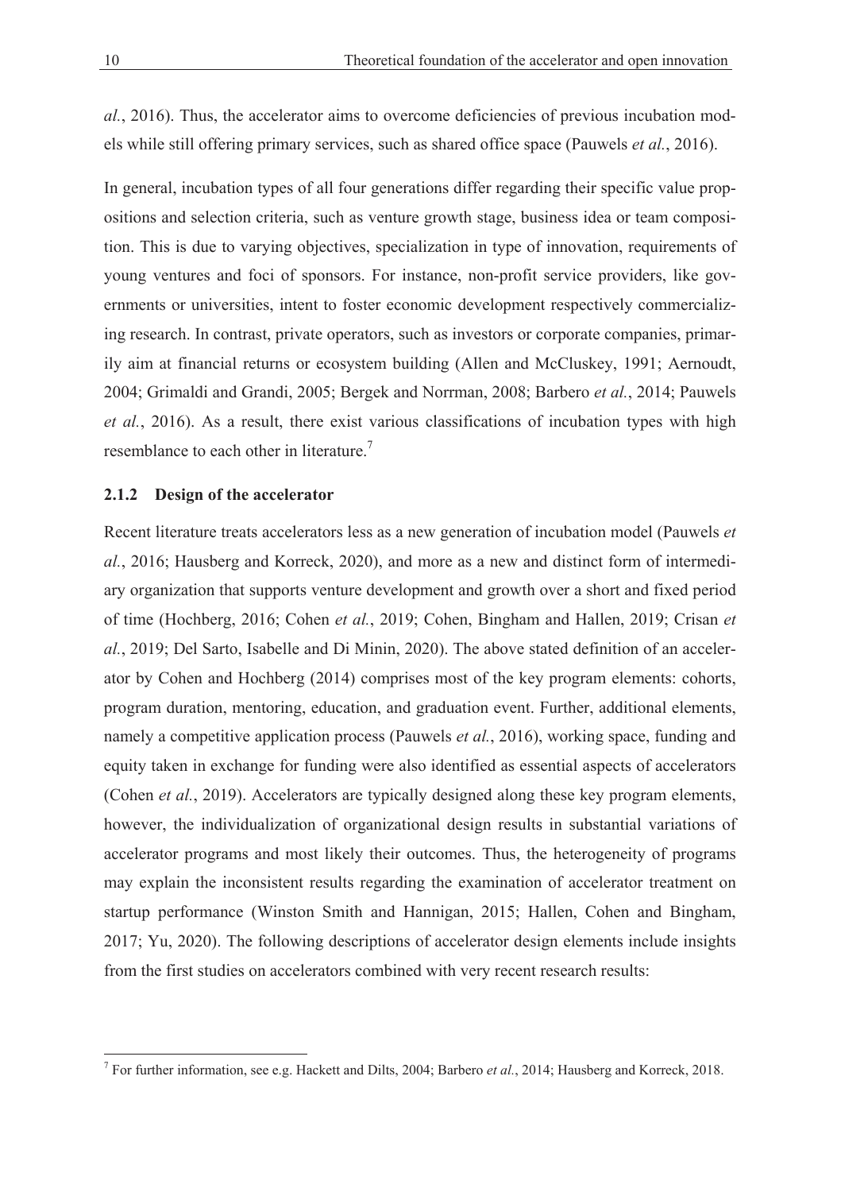*al.*, 2016). Thus, the accelerator aims to overcome deficiencies of previous incubation models while still offering primary services, such as shared office space (Pauwels *et al.*, 2016).

In general, incubation types of all four generations differ regarding their specific value propositions and selection criteria, such as venture growth stage, business idea or team composition. This is due to varying objectives, specialization in type of innovation, requirements of young ventures and foci of sponsors. For instance, non-profit service providers, like governments or universities, intent to foster economic development respectively commercializing research. In contrast, private operators, such as investors or corporate companies, primarily aim at financial returns or ecosystem building (Allen and McCluskey, 1991; Aernoudt, 2004; Grimaldi and Grandi, 2005; Bergek and Norrman, 2008; Barbero *et al.*, 2014; Pauwels *et al.*, 2016). As a result, there exist various classifications of incubation types with high resemblance to each other in literature.[7]

### 2.1.2 Design of the accelerator

Recent literature treats accelerators less as a new generation of incubation model (Pauwels *et al.*, 2016; Hausberg and Korreck, 2020), and more as a new and distinct form of intermediary organization that supports venture development and growth over a short and fixed period of time (Hochberg, 2016; Cohen *et al.*, 2019; Cohen, Bingham and Hallen, 2019; Crisan *et al.*, 2019; Del Sarto, Isabelle and Di Minin, 2020). The above stated definition of an accelerator by Cohen and Hochberg (2014) comprises most of the key program elements: cohorts, program duration, mentoring, education, and graduation event. Further, additional elements, namely a competitive application process (Pauwels *et al.*, 2016), working space, funding and equity taken in exchange for funding were also identified as essential aspects of accelerators (Cohen *et al.*, 2019). Accelerators are typically designed along these key program elements, however, the individualization of organizational design results in substantial variations of accelerator programs and most likely their outcomes. Thus, the heterogeneity of programs may explain the inconsistent results regarding the examination of accelerator treatment on startup performance (Winston Smith and Hannigan, 2015; Hallen, Cohen and Bingham, 2017; Yu, 2020). The following descriptions of accelerator design elements include insights from the first studies on accelerators combined with very recent research results:

---

[7] For further information, see e.g. Hackett and Dilts, 2004; Barbero *et al.*, 2014; Hausberg and Korreck, 2018.